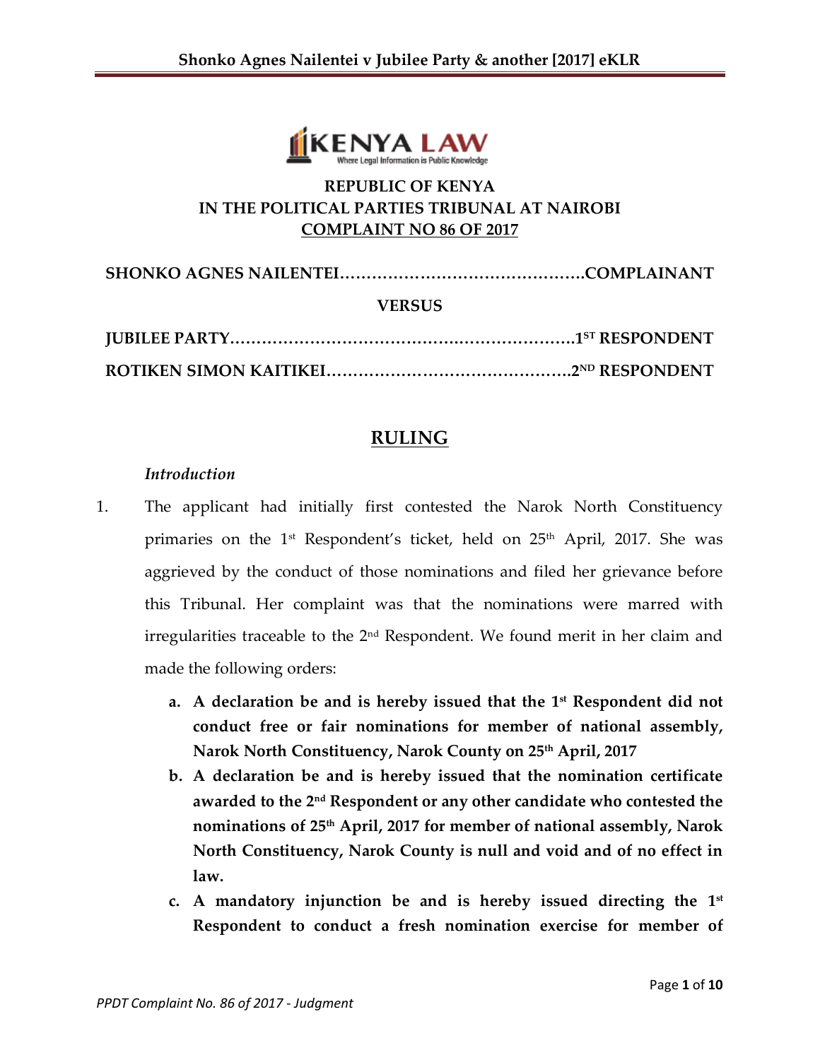**REPUBLIC OF KENYA**
**IN THE POLITICAL PARTIES TRIBUNAL AT NAIROBI**
**COMPLAINT NO 86 OF 2017**

**SHONKO AGNES NAILENTEI……………………………………….COMPLAINANT**

**VERSUS**

**JUBILEE PARTY………………………………………………………..1ST RESPONDENT**

**ROTIKEN SIMON KAITIKEI……………………………………….2ND RESPONDENT**

# RULING

*Introduction*

1. The applicant had initially first contested the Narok North Constituency primaries on the 1st Respondent's ticket, held on 25th April, 2017. She was aggrieved by the conduct of those nominations and filed her grievance before this Tribunal. Her complaint was that the nominations were marred with irregularities traceable to the 2nd Respondent. We found merit in her claim and made the following orders:

   a. **A declaration be and is hereby issued that the 1st Respondent did not conduct free or fair nominations for member of national assembly, Narok North Constituency, Narok County on 25th April, 2017**

   b. **A declaration be and is hereby issued that the nomination certificate awarded to the 2nd Respondent or any other candidate who contested the nominations of 25th April, 2017 for member of national assembly, Narok North Constituency, Narok County is null and void and of no effect in law.**

   c. **A mandatory injunction be and is hereby issued directing the 1st Respondent to conduct a fresh nomination exercise for member of**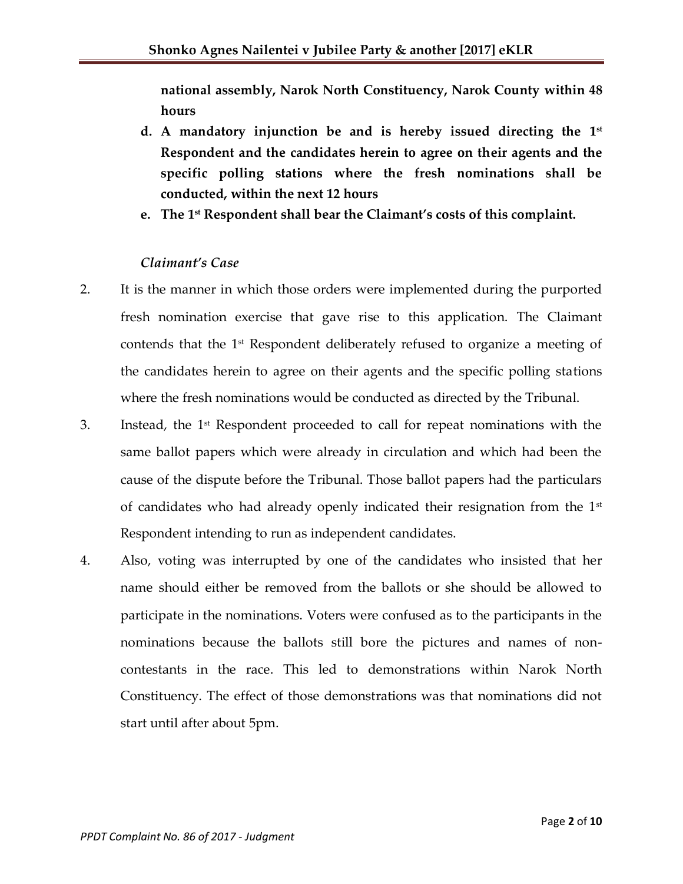**national assembly, Narok North Constituency, Narok County within 48 hours**

d. **A mandatory injunction be and is hereby issued directing the 1st Respondent and the candidates herein to agree on their agents and the specific polling stations where the fresh nominations shall be conducted, within the next 12 hours**

e. **The 1st Respondent shall bear the Claimant's costs of this complaint.**

*Claimant's Case*

2. It is the manner in which those orders were implemented during the purported fresh nomination exercise that gave rise to this application. The Claimant contends that the 1st Respondent deliberately refused to organize a meeting of the candidates herein to agree on their agents and the specific polling stations where the fresh nominations would be conducted as directed by the Tribunal.

3. Instead, the 1st Respondent proceeded to call for repeat nominations with the same ballot papers which were already in circulation and which had been the cause of the dispute before the Tribunal. Those ballot papers had the particulars of candidates who had already openly indicated their resignation from the 1st Respondent intending to run as independent candidates.

4. Also, voting was interrupted by one of the candidates who insisted that her name should either be removed from the ballots or she should be allowed to participate in the nominations. Voters were confused as to the participants in the nominations because the ballots still bore the pictures and names of non-contestants in the race. This led to demonstrations within Narok North Constituency. The effect of those demonstrations was that nominations did not start until after about 5pm.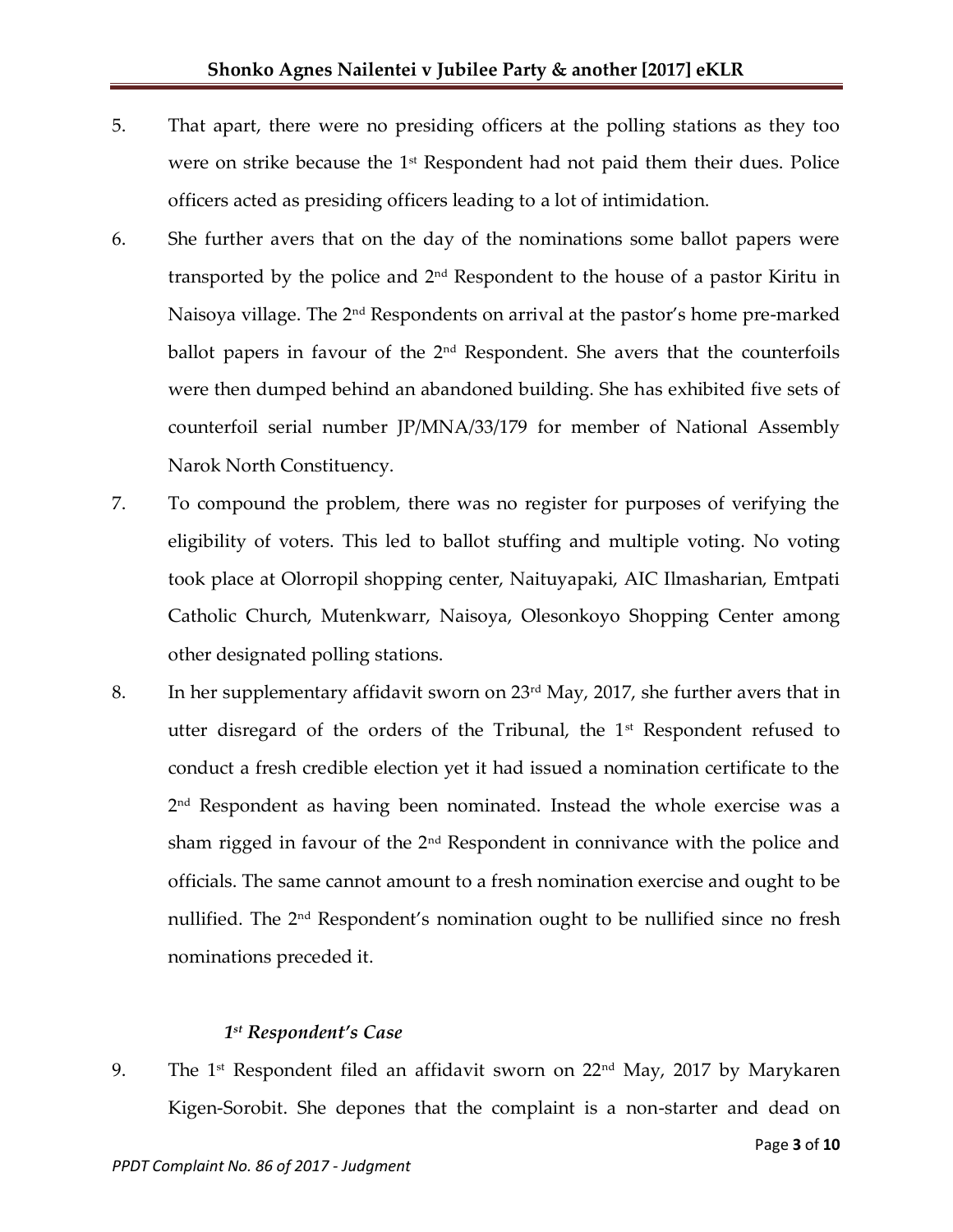5. That apart, there were no presiding officers at the polling stations as they too were on strike because the 1st Respondent had not paid them their dues. Police officers acted as presiding officers leading to a lot of intimidation.

6. She further avers that on the day of the nominations some ballot papers were transported by the police and 2nd Respondent to the house of a pastor Kiritu in Naisoya village. The 2nd Respondents on arrival at the pastor's home pre-marked ballot papers in favour of the 2nd Respondent. She avers that the counterfoils were then dumped behind an abandoned building. She has exhibited five sets of counterfoil serial number JP/MNA/33/179 for member of National Assembly Narok North Constituency.

7. To compound the problem, there was no register for purposes of verifying the eligibility of voters. This led to ballot stuffing and multiple voting. No voting took place at Olorropil shopping center, Naituyapaki, AIC Ilmasharian, Emtpati Catholic Church, Mutenkwarr, Naisoya, Olesonkoyo Shopping Center among other designated polling stations.

8. In her supplementary affidavit sworn on 23rd May, 2017, she further avers that in utter disregard of the orders of the Tribunal, the 1st Respondent refused to conduct a fresh credible election yet it had issued a nomination certificate to the 2nd Respondent as having been nominated. Instead the whole exercise was a sham rigged in favour of the 2nd Respondent in connivance with the police and officials. The same cannot amount to a fresh nomination exercise and ought to be nullified. The 2nd Respondent's nomination ought to be nullified since no fresh nominations preceded it.

### *1st Respondent's Case*

9. The 1st Respondent filed an affidavit sworn on 22nd May, 2017 by Marykaren Kigen-Sorobit. She depones that the complaint is a non-starter and dead on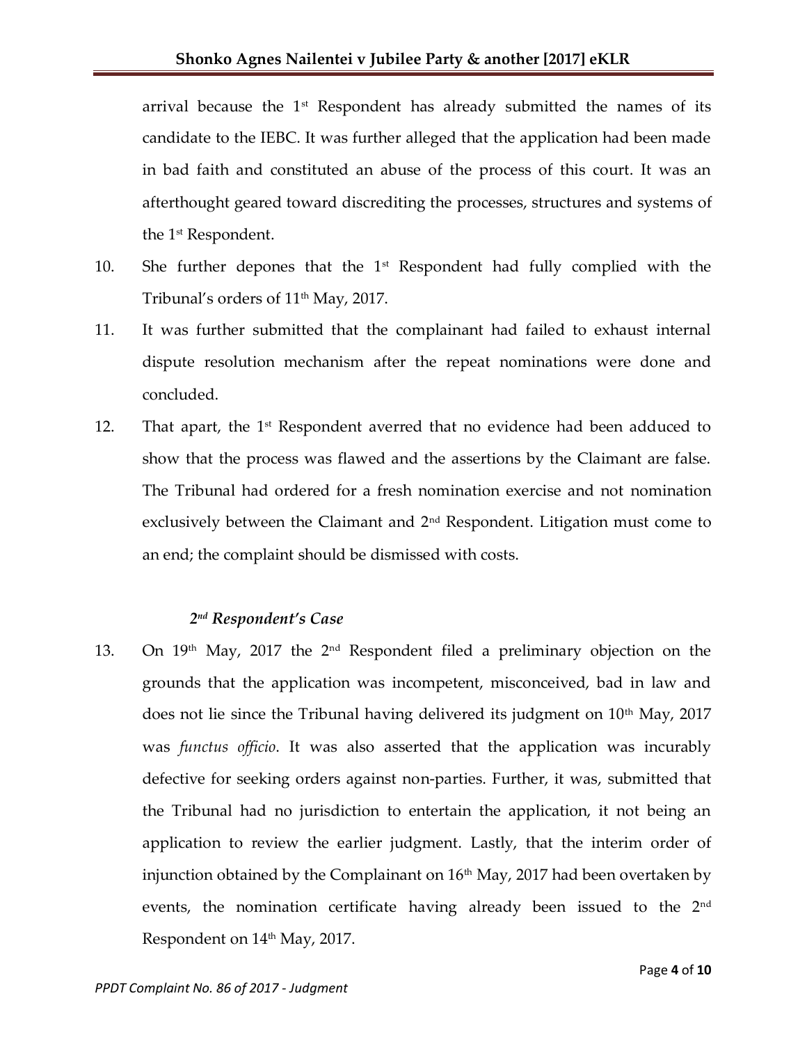arrival because the 1st Respondent has already submitted the names of its candidate to the IEBC. It was further alleged that the application had been made in bad faith and constituted an abuse of the process of this court. It was an afterthought geared toward discrediting the processes, structures and systems of the 1st Respondent.

10. She further depones that the 1st Respondent had fully complied with the Tribunal's orders of 11th May, 2017.

11. It was further submitted that the complainant had failed to exhaust internal dispute resolution mechanism after the repeat nominations were done and concluded.

12. That apart, the 1st Respondent averred that no evidence had been adduced to show that the process was flawed and the assertions by the Claimant are false. The Tribunal had ordered for a fresh nomination exercise and not nomination exclusively between the Claimant and 2nd Respondent. Litigation must come to an end; the complaint should be dismissed with costs.

### *2nd Respondent's Case*

13. On 19th May, 2017 the 2nd Respondent filed a preliminary objection on the grounds that the application was incompetent, misconceived, bad in law and does not lie since the Tribunal having delivered its judgment on 10th May, 2017 was *functus officio*. It was also asserted that the application was incurably defective for seeking orders against non-parties. Further, it was, submitted that the Tribunal had no jurisdiction to entertain the application, it not being an application to review the earlier judgment. Lastly, that the interim order of injunction obtained by the Complainant on 16th May, 2017 had been overtaken by events, the nomination certificate having already been issued to the 2nd Respondent on 14th May, 2017.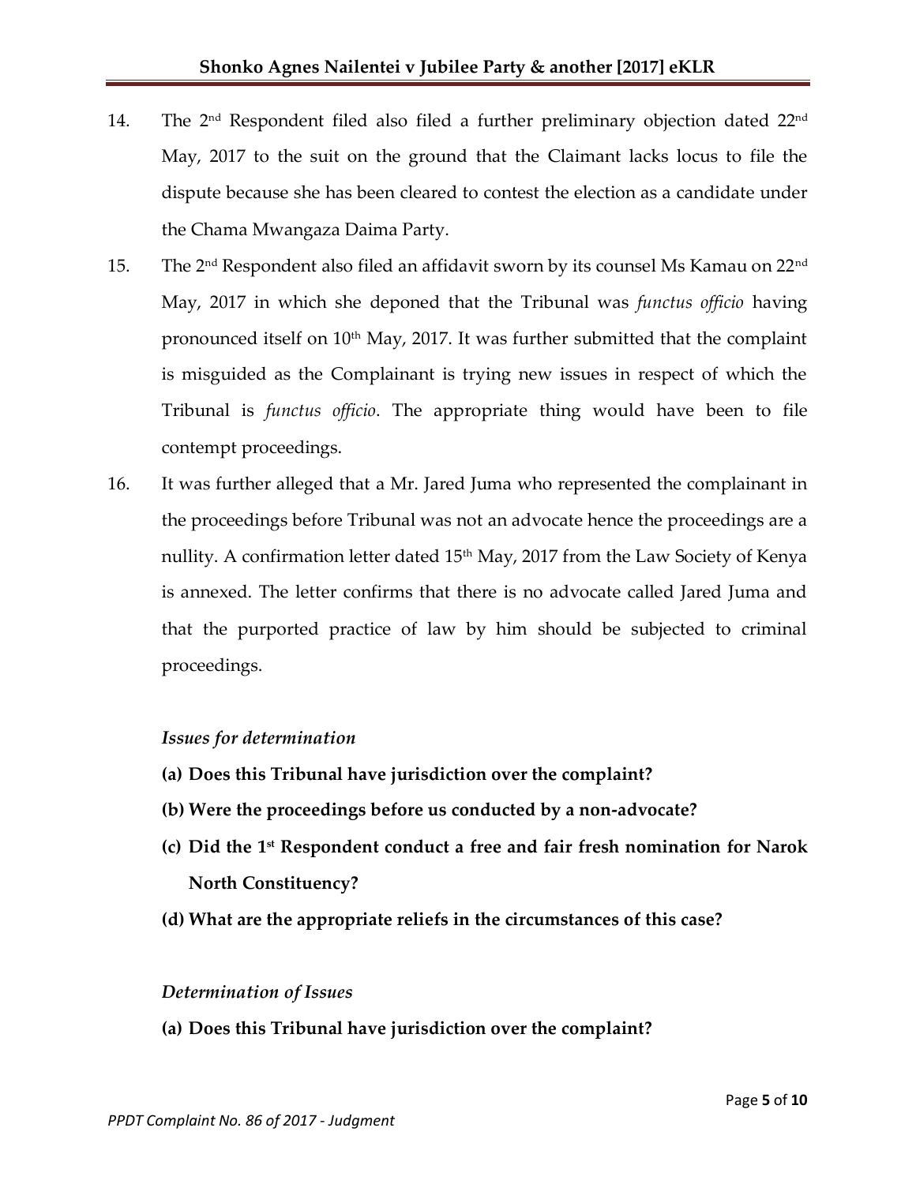14. The 2nd Respondent filed also filed a further preliminary objection dated 22nd May, 2017 to the suit on the ground that the Claimant lacks locus to file the dispute because she has been cleared to contest the election as a candidate under the Chama Mwangaza Daima Party.

15. The 2nd Respondent also filed an affidavit sworn by its counsel Ms Kamau on 22nd May, 2017 in which she deponed that the Tribunal was *functus officio* having pronounced itself on 10th May, 2017. It was further submitted that the complaint is misguided as the Complainant is trying new issues in respect of which the Tribunal is *functus officio*. The appropriate thing would have been to file contempt proceedings.

16. It was further alleged that a Mr. Jared Juma who represented the complainant in the proceedings before Tribunal was not an advocate hence the proceedings are a nullity. A confirmation letter dated 15th May, 2017 from the Law Society of Kenya is annexed. The letter confirms that there is no advocate called Jared Juma and that the purported practice of law by him should be subjected to criminal proceedings.

*Issues for determination*

**(a) Does this Tribunal have jurisdiction over the complaint?**

**(b) Were the proceedings before us conducted by a non-advocate?**

**(c) Did the 1st Respondent conduct a free and fair fresh nomination for Narok North Constituency?**

**(d) What are the appropriate reliefs in the circumstances of this case?**

*Determination of Issues*

**(a) Does this Tribunal have jurisdiction over the complaint?**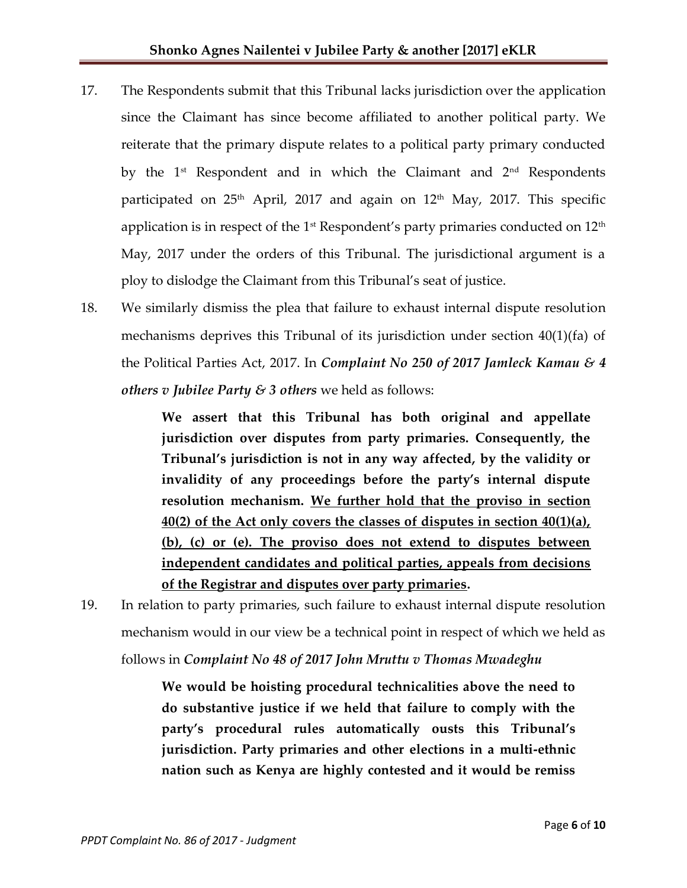17. The Respondents submit that this Tribunal lacks jurisdiction over the application since the Claimant has since become affiliated to another political party. We reiterate that the primary dispute relates to a political party primary conducted by the 1st Respondent and in which the Claimant and 2nd Respondents participated on 25th April, 2017 and again on 12th May, 2017. This specific application is in respect of the 1st Respondent's party primaries conducted on 12th May, 2017 under the orders of this Tribunal. The jurisdictional argument is a ploy to dislodge the Claimant from this Tribunal's seat of justice.

18. We similarly dismiss the plea that failure to exhaust internal dispute resolution mechanisms deprives this Tribunal of its jurisdiction under section 40(1)(fa) of the Political Parties Act, 2017. In ***Complaint No 250 of 2017 Jamleck Kamau & 4 others v Jubilee Party & 3 others*** we held as follows:

    > **We assert that this Tribunal has both original and appellate jurisdiction over disputes from party primaries. Consequently, the Tribunal's jurisdiction is not in any way affected, by the validity or invalidity of any proceedings before the party's internal dispute resolution mechanism. <u>We further hold that the proviso in section 40(2) of the Act only covers the classes of disputes in section 40(1)(a), (b), (c) or (e). The proviso does not extend to disputes between independent candidates and political parties, appeals from decisions of the Registrar and disputes over party primaries</u>.**

19. In relation to party primaries, such failure to exhaust internal dispute resolution mechanism would in our view be a technical point in respect of which we held as follows in ***Complaint No 48 of 2017 John Mruttu v Thomas Mwadeghu***

    > **We would be hoisting procedural technicalities above the need to do substantive justice if we held that failure to comply with the party's procedural rules automatically ousts this Tribunal's jurisdiction. Party primaries and other elections in a multi-ethnic nation such as Kenya are highly contested and it would be remiss**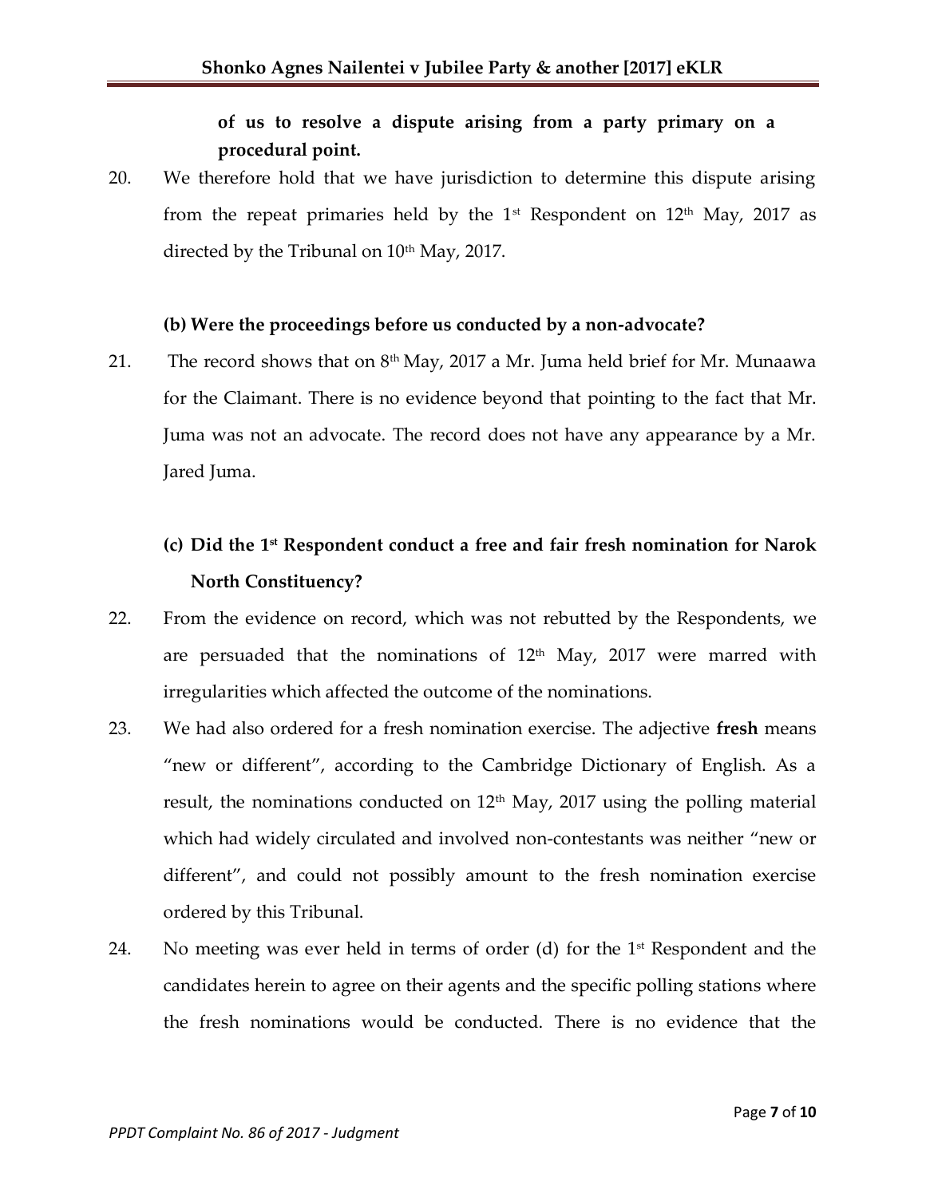**of us to resolve a dispute arising from a party primary on a procedural point.**

20. We therefore hold that we have jurisdiction to determine this dispute arising from the repeat primaries held by the 1st Respondent on 12th May, 2017 as directed by the Tribunal on 10th May, 2017.

**(b) Were the proceedings before us conducted by a non-advocate?**

21. The record shows that on 8th May, 2017 a Mr. Juma held brief for Mr. Munaawa for the Claimant. There is no evidence beyond that pointing to the fact that Mr. Juma was not an advocate. The record does not have any appearance by a Mr. Jared Juma.

**(c) Did the 1st Respondent conduct a free and fair fresh nomination for Narok North Constituency?**

22. From the evidence on record, which was not rebutted by the Respondents, we are persuaded that the nominations of 12th May, 2017 were marred with irregularities which affected the outcome of the nominations.

23. We had also ordered for a fresh nomination exercise. The adjective **fresh** means "new or different", according to the Cambridge Dictionary of English. As a result, the nominations conducted on 12th May, 2017 using the polling material which had widely circulated and involved non-contestants was neither "new or different", and could not possibly amount to the fresh nomination exercise ordered by this Tribunal.

24. No meeting was ever held in terms of order (d) for the 1st Respondent and the candidates herein to agree on their agents and the specific polling stations where the fresh nominations would be conducted. There is no evidence that the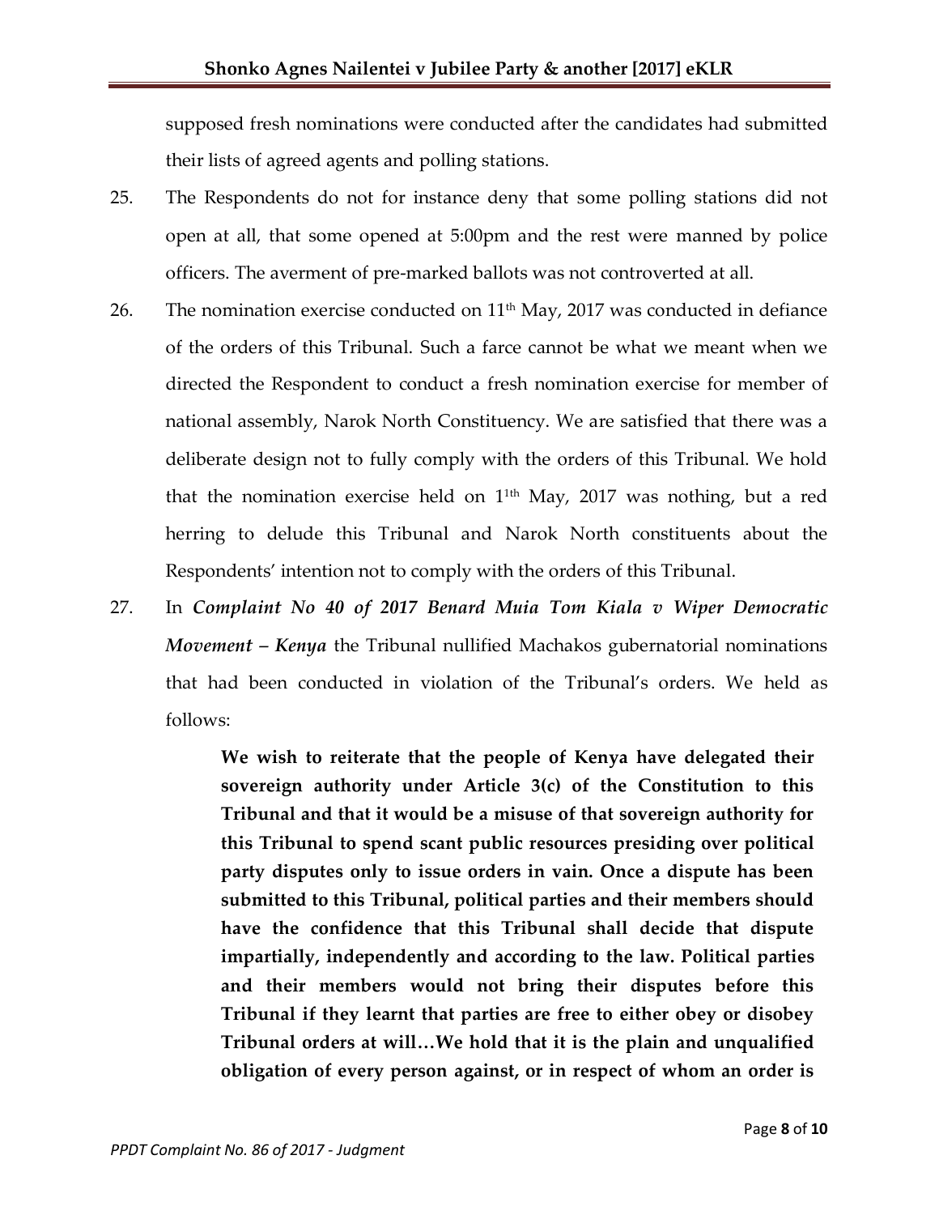supposed fresh nominations were conducted after the candidates had submitted their lists of agreed agents and polling stations.

25. The Respondents do not for instance deny that some polling stations did not open at all, that some opened at 5:00pm and the rest were manned by police officers. The averment of pre-marked ballots was not controverted at all.

26. The nomination exercise conducted on 11th May, 2017 was conducted in defiance of the orders of this Tribunal. Such a farce cannot be what we meant when we directed the Respondent to conduct a fresh nomination exercise for member of national assembly, Narok North Constituency. We are satisfied that there was a deliberate design not to fully comply with the orders of this Tribunal. We hold that the nomination exercise held on 11th May, 2017 was nothing, but a red herring to delude this Tribunal and Narok North constituents about the Respondents' intention not to comply with the orders of this Tribunal.

27. In ***Complaint No 40 of 2017 Benard Muia Tom Kiala v Wiper Democratic Movement – Kenya*** the Tribunal nullified Machakos gubernatorial nominations that had been conducted in violation of the Tribunal's orders. We held as follows:

> **We wish to reiterate that the people of Kenya have delegated their sovereign authority under Article 3(c) of the Constitution to this Tribunal and that it would be a misuse of that sovereign authority for this Tribunal to spend scant public resources presiding over political party disputes only to issue orders in vain. Once a dispute has been submitted to this Tribunal, political parties and their members should have the confidence that this Tribunal shall decide that dispute impartially, independently and according to the law. Political parties and their members would not bring their disputes before this Tribunal if they learnt that parties are free to either obey or disobey Tribunal orders at will…We hold that it is the plain and unqualified obligation of every person against, or in respect of whom an order is**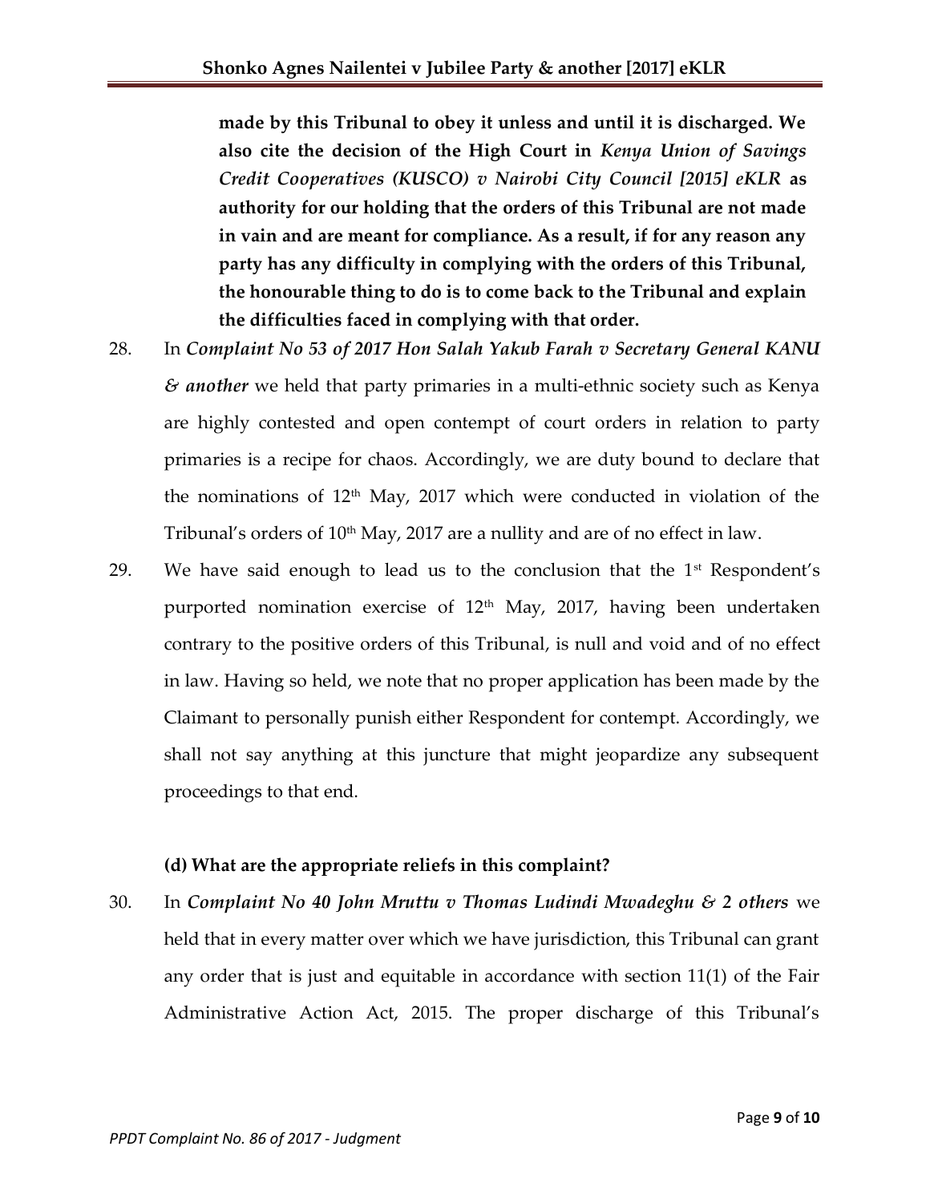**made by this Tribunal to obey it unless and until it is discharged. We also cite the decision of the High Court in *Kenya Union of Savings Credit Cooperatives (KUSCO) v Nairobi City Council [2015] eKLR* as authority for our holding that the orders of this Tribunal are not made in vain and are meant for compliance. As a result, if for any reason any party has any difficulty in complying with the orders of this Tribunal, the honourable thing to do is to come back to the Tribunal and explain the difficulties faced in complying with that order.**

28. In ***Complaint No 53 of 2017 Hon Salah Yakub Farah v Secretary General KANU & another*** we held that party primaries in a multi-ethnic society such as Kenya are highly contested and open contempt of court orders in relation to party primaries is a recipe for chaos. Accordingly, we are duty bound to declare that the nominations of 12th May, 2017 which were conducted in violation of the Tribunal's orders of 10th May, 2017 are a nullity and are of no effect in law.

29. We have said enough to lead us to the conclusion that the 1st Respondent's purported nomination exercise of 12th May, 2017, having been undertaken contrary to the positive orders of this Tribunal, is null and void and of no effect in law. Having so held, we note that no proper application has been made by the Claimant to personally punish either Respondent for contempt. Accordingly, we shall not say anything at this juncture that might jeopardize any subsequent proceedings to that end.

**(d) What are the appropriate reliefs in this complaint?**

30. In ***Complaint No 40 John Mruttu v Thomas Ludindi Mwadeghu & 2 others*** we held that in every matter over which we have jurisdiction, this Tribunal can grant any order that is just and equitable in accordance with section 11(1) of the Fair Administrative Action Act, 2015. The proper discharge of this Tribunal's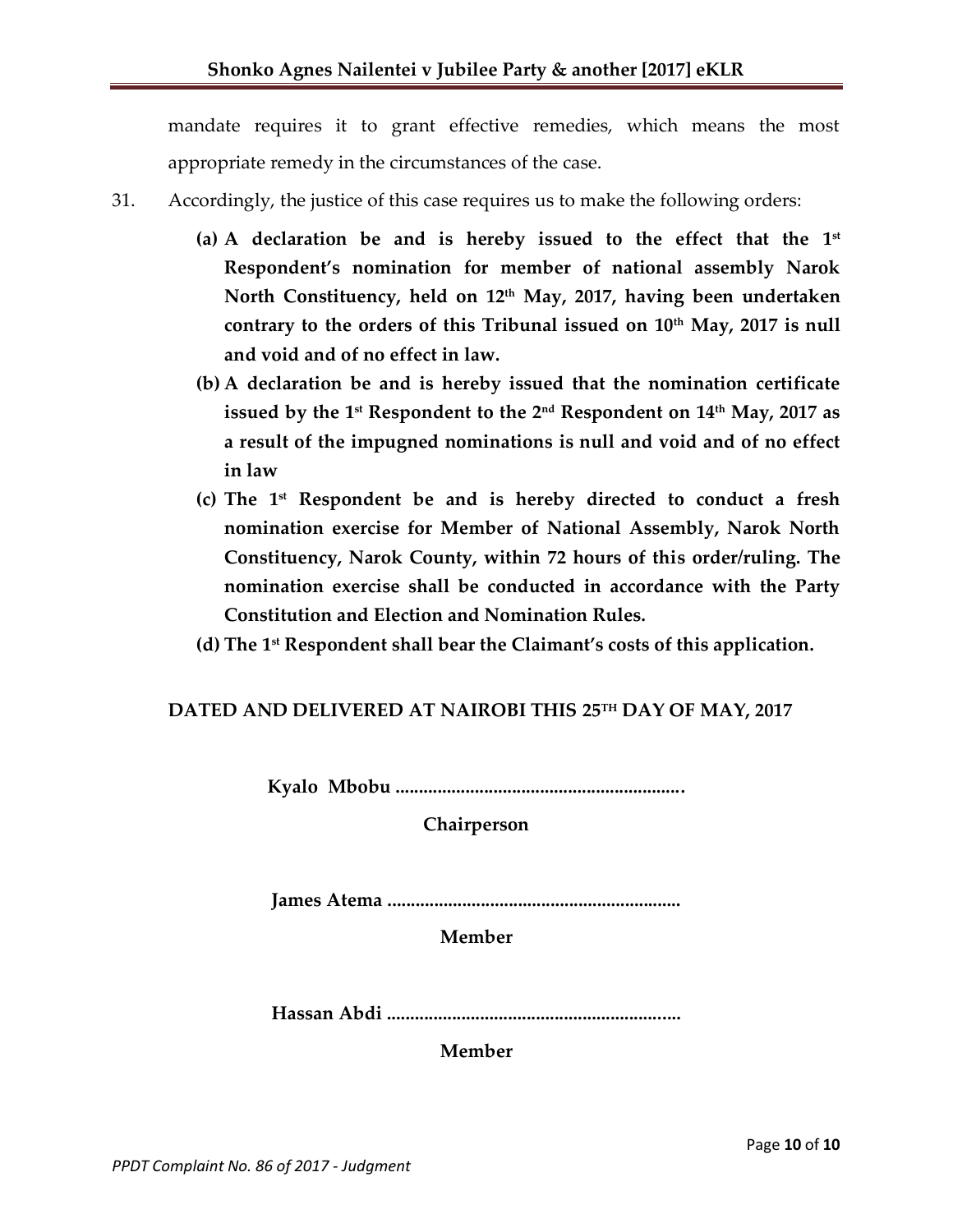mandate requires it to grant effective remedies, which means the most appropriate remedy in the circumstances of the case.

31. Accordingly, the justice of this case requires us to make the following orders:

    **(a) A declaration be and is hereby issued to the effect that the 1st Respondent's nomination for member of national assembly Narok North Constituency, held on 12th May, 2017, having been undertaken contrary to the orders of this Tribunal issued on 10th May, 2017 is null and void and of no effect in law.**

    **(b) A declaration be and is hereby issued that the nomination certificate issued by the 1st Respondent to the 2nd Respondent on 14th May, 2017 as a result of the impugned nominations is null and void and of no effect in law**

    **(c) The 1st Respondent be and is hereby directed to conduct a fresh nomination exercise for Member of National Assembly, Narok North Constituency, Narok County, within 72 hours of this order/ruling. The nomination exercise shall be conducted in accordance with the Party Constitution and Election and Nomination Rules.**

    **(d) The 1st Respondent shall bear the Claimant's costs of this application.**

**DATED AND DELIVERED AT NAIROBI THIS 25TH DAY OF MAY, 2017**

**Kyalo Mbobu ............................................................**

**Chairperson**

**James Atema ..............................................................**

**Member**

**Hassan Abdi ..............................................................**

**Member**

*PPDT Complaint No. 86 of 2017 - Judgment*